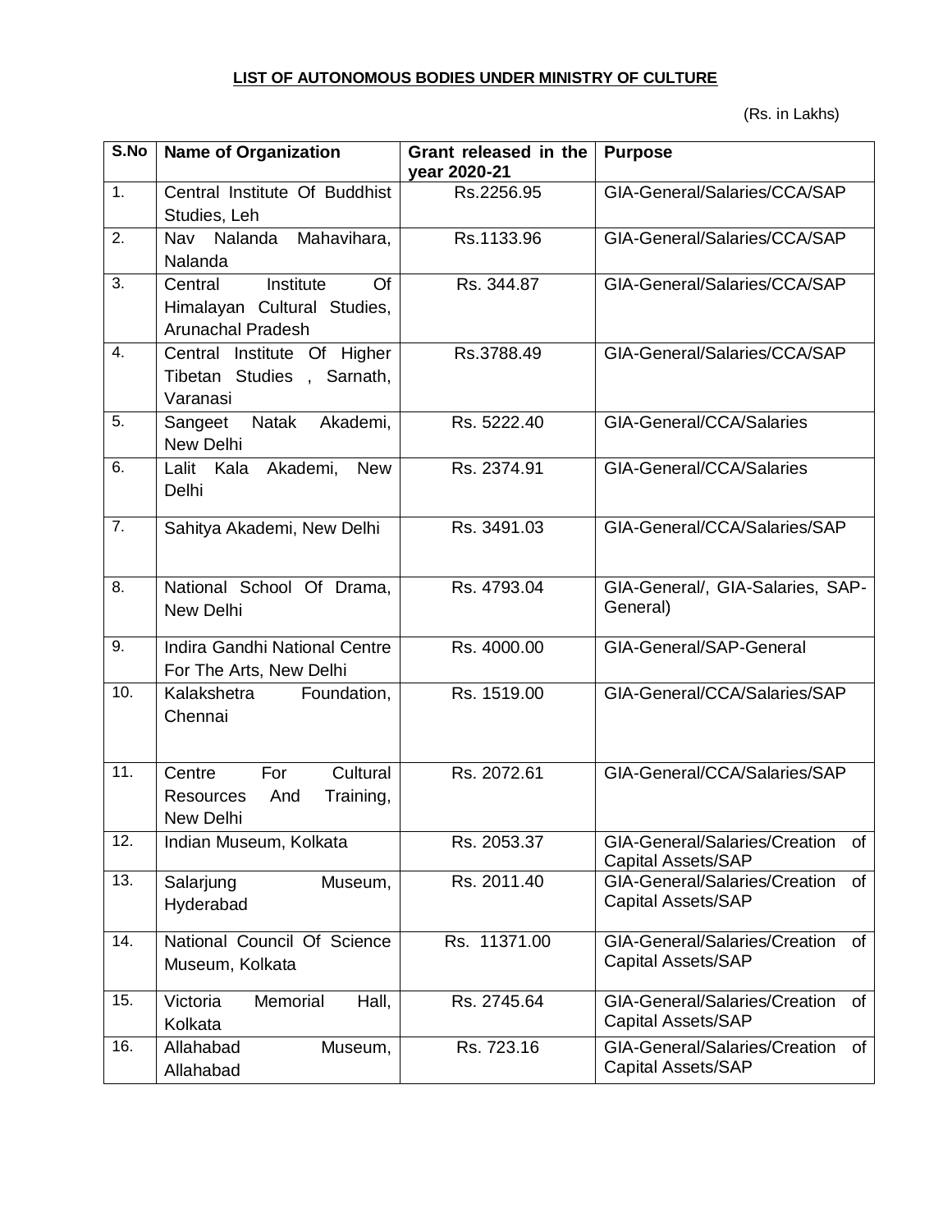**LIST OF AUTONOMOUS BODIES UNDER MINISTRY OF CULTURE**

(Rs. in Lakhs)

| S.No | Name of Organization | Grant released in the year 2020-21 | Purpose |
|---|---|---|---|
| 1. | Central Institute Of Buddhist Studies, Leh | Rs.2256.95 | GIA-General/Salaries/CCA/SAP |
| 2. | Nav Nalanda Mahavihara, Nalanda | Rs.1133.96 | GIA-General/Salaries/CCA/SAP |
| 3. | Central Institute Of Himalayan Cultural Studies, Arunachal Pradesh | Rs. 344.87 | GIA-General/Salaries/CCA/SAP |
| 4. | Central Institute Of Higher Tibetan Studies , Sarnath, Varanasi | Rs.3788.49 | GIA-General/Salaries/CCA/SAP |
| 5. | Sangeet Natak Akademi, New Delhi | Rs. 5222.40 | GIA-General/CCA/Salaries |
| 6. | Lalit Kala Akademi, New Delhi | Rs. 2374.91 | GIA-General/CCA/Salaries |
| 7. | Sahitya Akademi, New Delhi | Rs. 3491.03 | GIA-General/CCA/Salaries/SAP |
| 8. | National School Of Drama, New Delhi | Rs. 4793.04 | GIA-General/, GIA-Salaries, SAP-General) |
| 9. | Indira Gandhi National Centre For The Arts, New Delhi | Rs. 4000.00 | GIA-General/SAP-General |
| 10. | Kalakshetra Foundation, Chennai | Rs. 1519.00 | GIA-General/CCA/Salaries/SAP |
| 11. | Centre For Cultural Resources And Training, New Delhi | Rs. 2072.61 | GIA-General/CCA/Salaries/SAP |
| 12. | Indian Museum, Kolkata | Rs. 2053.37 | GIA-General/Salaries/Creation of Capital Assets/SAP |
| 13. | Salarjung Museum, Hyderabad | Rs. 2011.40 | GIA-General/Salaries/Creation of Capital Assets/SAP |
| 14. | National Council Of Science Museum, Kolkata | Rs. 11371.00 | GIA-General/Salaries/Creation of Capital Assets/SAP |
| 15. | Victoria Memorial Hall, Kolkata | Rs. 2745.64 | GIA-General/Salaries/Creation of Capital Assets/SAP |
| 16. | Allahabad Museum, Allahabad | Rs. 723.16 | GIA-General/Salaries/Creation of Capital Assets/SAP |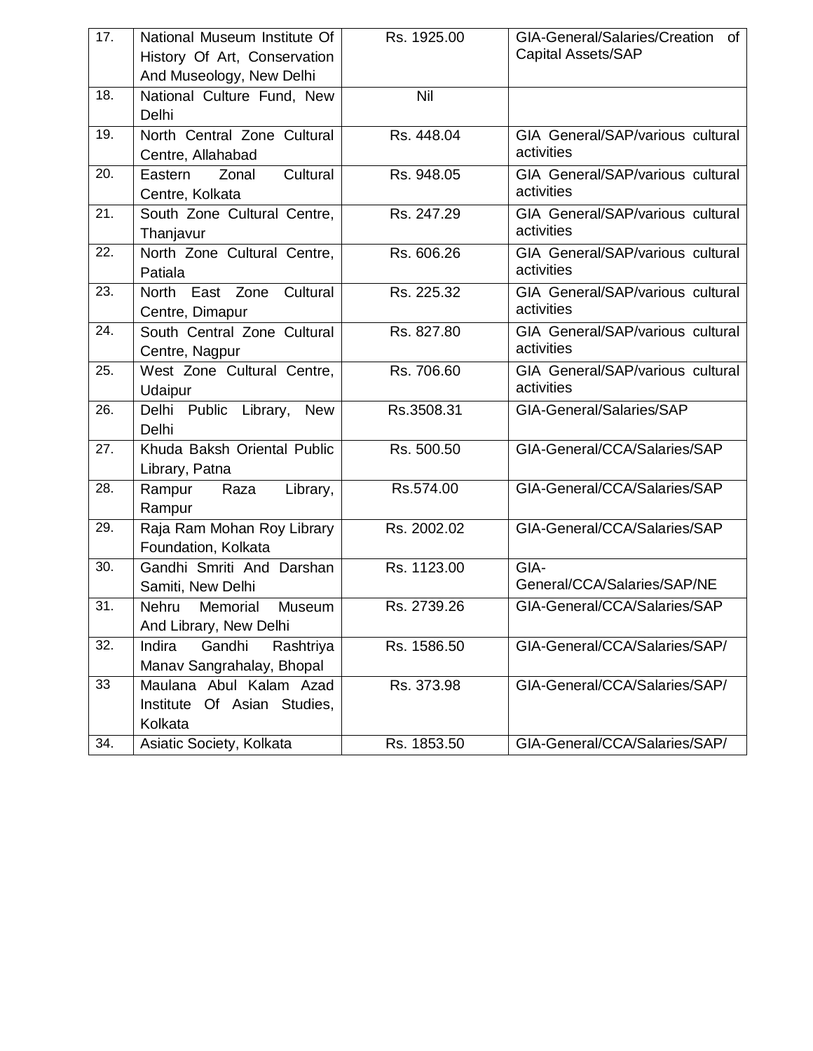| | | | |
|---|---|---|---|
| 17. | National Museum Institute Of History Of Art, Conservation And Museology, New Delhi | Rs. 1925.00 | GIA-General/Salaries/Creation of Capital Assets/SAP |
| 18. | National Culture Fund, New Delhi | Nil | |
| 19. | North Central Zone Cultural Centre, Allahabad | Rs. 448.04 | GIA General/SAP/various cultural activities |
| 20. | Eastern Zonal Cultural Centre, Kolkata | Rs. 948.05 | GIA General/SAP/various cultural activities |
| 21. | South Zone Cultural Centre, Thanjavur | Rs. 247.29 | GIA General/SAP/various cultural activities |
| 22. | North Zone Cultural Centre, Patiala | Rs. 606.26 | GIA General/SAP/various cultural activities |
| 23. | North East Zone Cultural Centre, Dimapur | Rs. 225.32 | GIA General/SAP/various cultural activities |
| 24. | South Central Zone Cultural Centre, Nagpur | Rs. 827.80 | GIA General/SAP/various cultural activities |
| 25. | West Zone Cultural Centre, Udaipur | Rs. 706.60 | GIA General/SAP/various cultural activities |
| 26. | Delhi Public Library, New Delhi | Rs.3508.31 | GIA-General/Salaries/SAP |
| 27. | Khuda Baksh Oriental Public Library, Patna | Rs. 500.50 | GIA-General/CCA/Salaries/SAP |
| 28. | Rampur Raza Library, Rampur | Rs.574.00 | GIA-General/CCA/Salaries/SAP |
| 29. | Raja Ram Mohan Roy Library Foundation, Kolkata | Rs. 2002.02 | GIA-General/CCA/Salaries/SAP |
| 30. | Gandhi Smriti And Darshan Samiti, New Delhi | Rs. 1123.00 | GIA-General/CCA/Salaries/SAP/NE |
| 31. | Nehru Memorial Museum And Library, New Delhi | Rs. 2739.26 | GIA-General/CCA/Salaries/SAP |
| 32. | Indira Gandhi Rashtriya Manav Sangrahalay, Bhopal | Rs. 1586.50 | GIA-General/CCA/Salaries/SAP/ |
| 33 | Maulana Abul Kalam Azad Institute Of Asian Studies, Kolkata | Rs. 373.98 | GIA-General/CCA/Salaries/SAP/ |
| 34. | Asiatic Society, Kolkata | Rs. 1853.50 | GIA-General/CCA/Salaries/SAP/ |